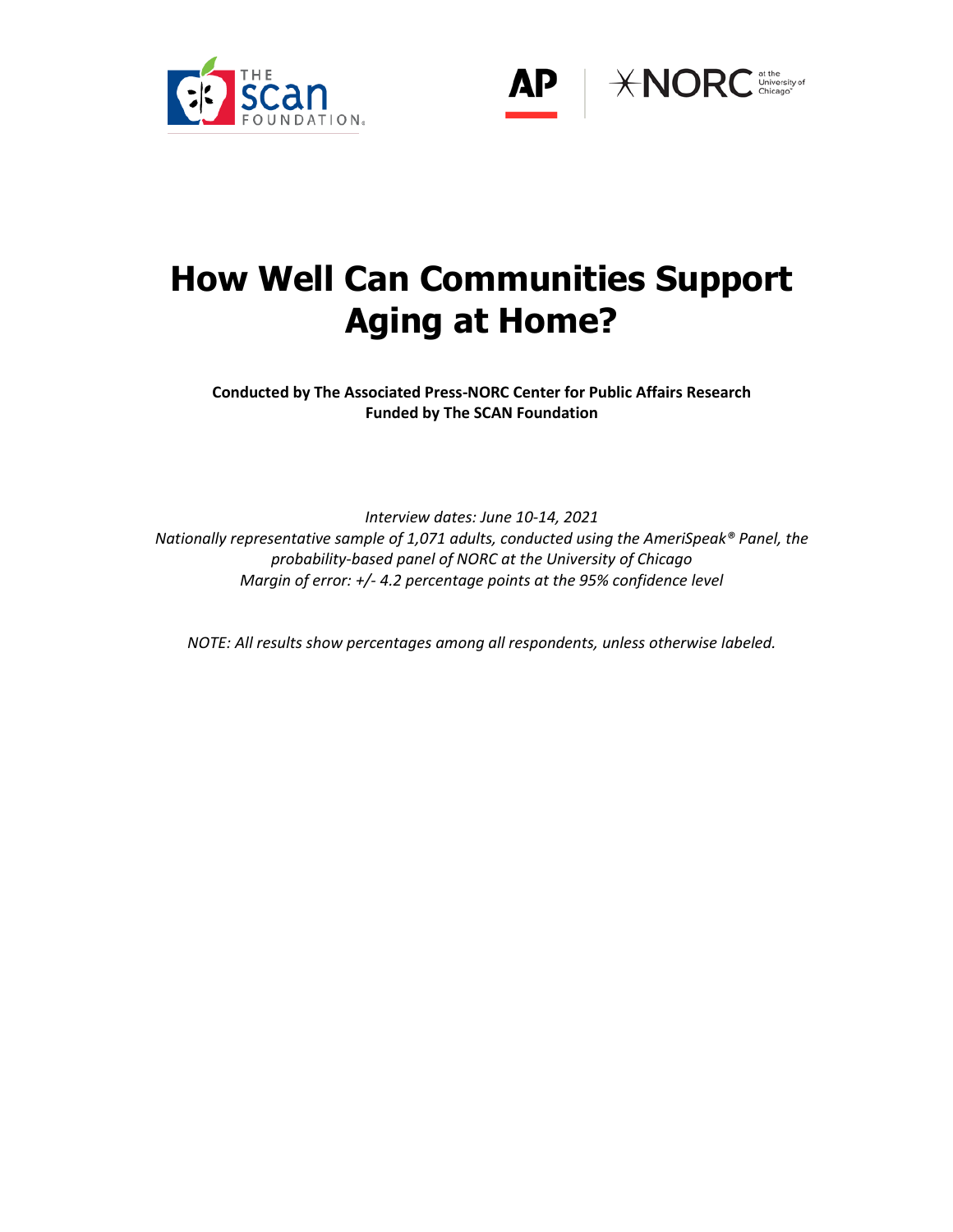# How Well Can Communities Support Aging at Home?

**Conducted by The Associated Press-NORC Center for Public Affairs Research**
**Funded by The SCAN Foundation**

*Interview dates: June 10-14, 2021*
*Nationally representative sample of 1,071 adults, conducted using the AmeriSpeak® Panel, the probability-based panel of NORC at the University of Chicago*
*Margin of error: +/- 4.2 percentage points at the 95% confidence level*

*NOTE: All results show percentages among all respondents, unless otherwise labeled.*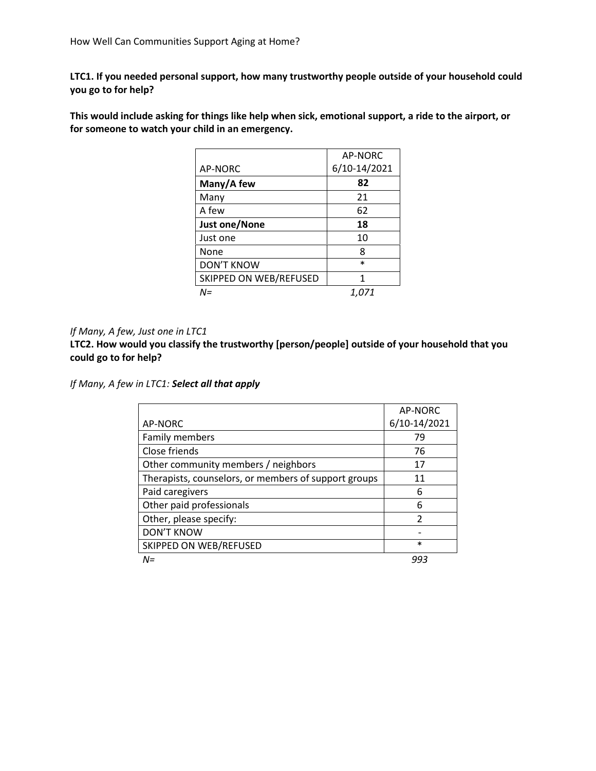**LTC1. If you needed personal support, how many trustworthy people outside of your household could you go to for help?**

**This would include asking for things like help when sick, emotional support, a ride to the airport, or for someone to watch your child in an emergency.**

| AP-NORC | AP-NORC 6/10-14/2021 |
|---|---|
| **Many/A few** | **82** |
| Many | 21 |
| A few | 62 |
| **Just one/None** | **18** |
| Just one | 10 |
| None | 8 |
| DON'T KNOW | * |
| SKIPPED ON WEB/REFUSED | 1 |
| *N=* | *1,071* |

*If Many, A few, Just one in LTC1*

**LTC2. How would you classify the trustworthy [person/people] outside of your household that you could go to for help?**

*If Many, A few in LTC1:* ***Select all that apply***

| AP-NORC | AP-NORC 6/10-14/2021 |
|---|---|
| Family members | 79 |
| Close friends | 76 |
| Other community members / neighbors | 17 |
| Therapists, counselors, or members of support groups | 11 |
| Paid caregivers | 6 |
| Other paid professionals | 6 |
| Other, please specify: | 2 |
| DON'T KNOW | - |
| SKIPPED ON WEB/REFUSED | * |
| *N=* | *993* |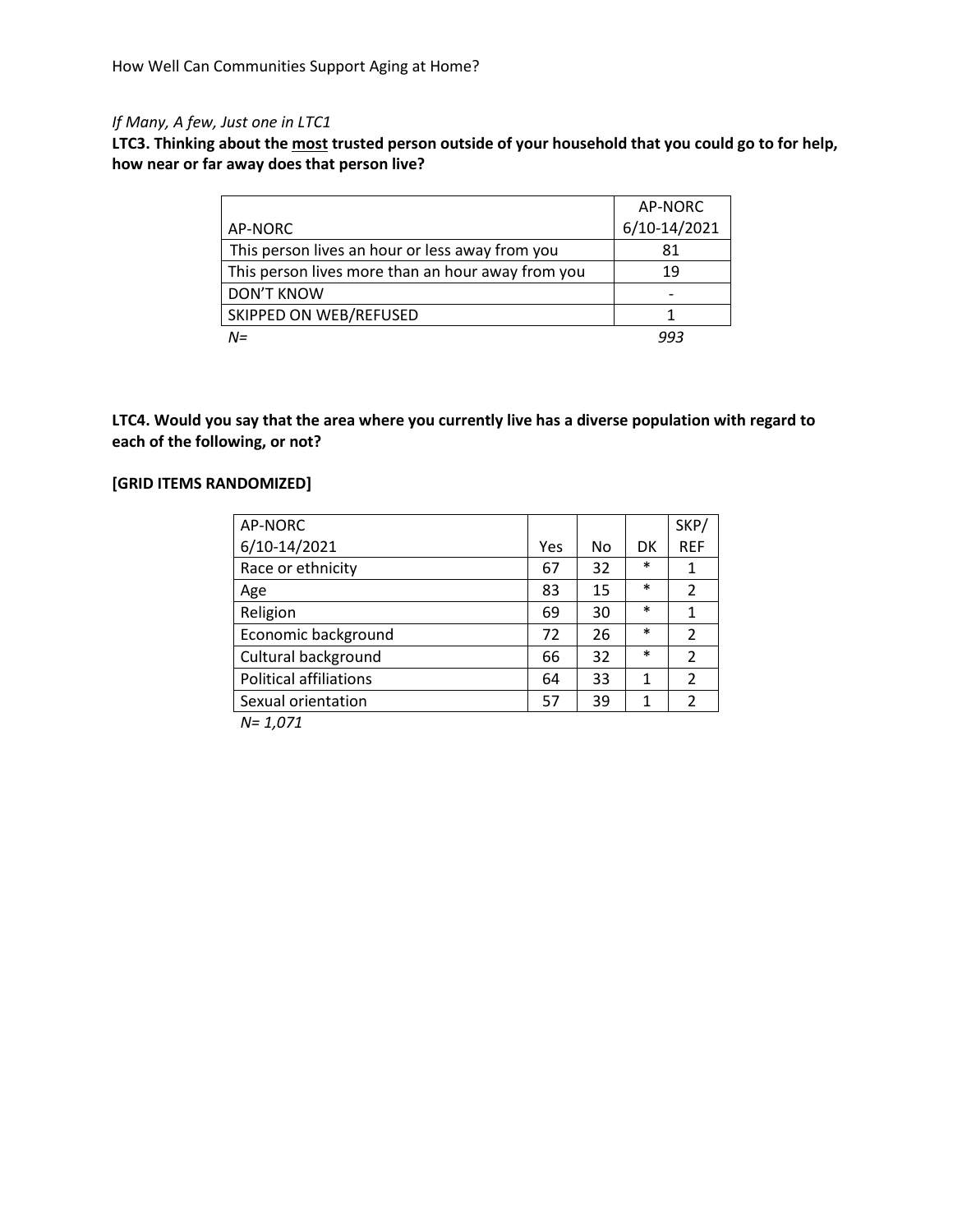*If Many, A few, Just one in LTC1*

**LTC3. Thinking about the most trusted person outside of your household that you could go to for help, how near or far away does that person live?**

| AP-NORC | AP-NORC 6/10-14/2021 |
|---|---|
| This person lives an hour or less away from you | 81 |
| This person lives more than an hour away from you | 19 |
| DON'T KNOW | - |
| SKIPPED ON WEB/REFUSED | 1 |
| *N=* | *993* |

**LTC4. Would you say that the area where you currently live has a diverse population with regard to each of the following, or not?**

**[GRID ITEMS RANDOMIZED]**

| AP-NORC 6/10-14/2021 | Yes | No | DK | SKP/ REF |
|---|---|---|---|---|
| Race or ethnicity | 67 | 32 | * | 1 |
| Age | 83 | 15 | * | 2 |
| Religion | 69 | 30 | * | 1 |
| Economic background | 72 | 26 | * | 2 |
| Cultural background | 66 | 32 | * | 2 |
| Political affiliations | 64 | 33 | 1 | 2 |
| Sexual orientation | 57 | 39 | 1 | 2 |

*N= 1,071*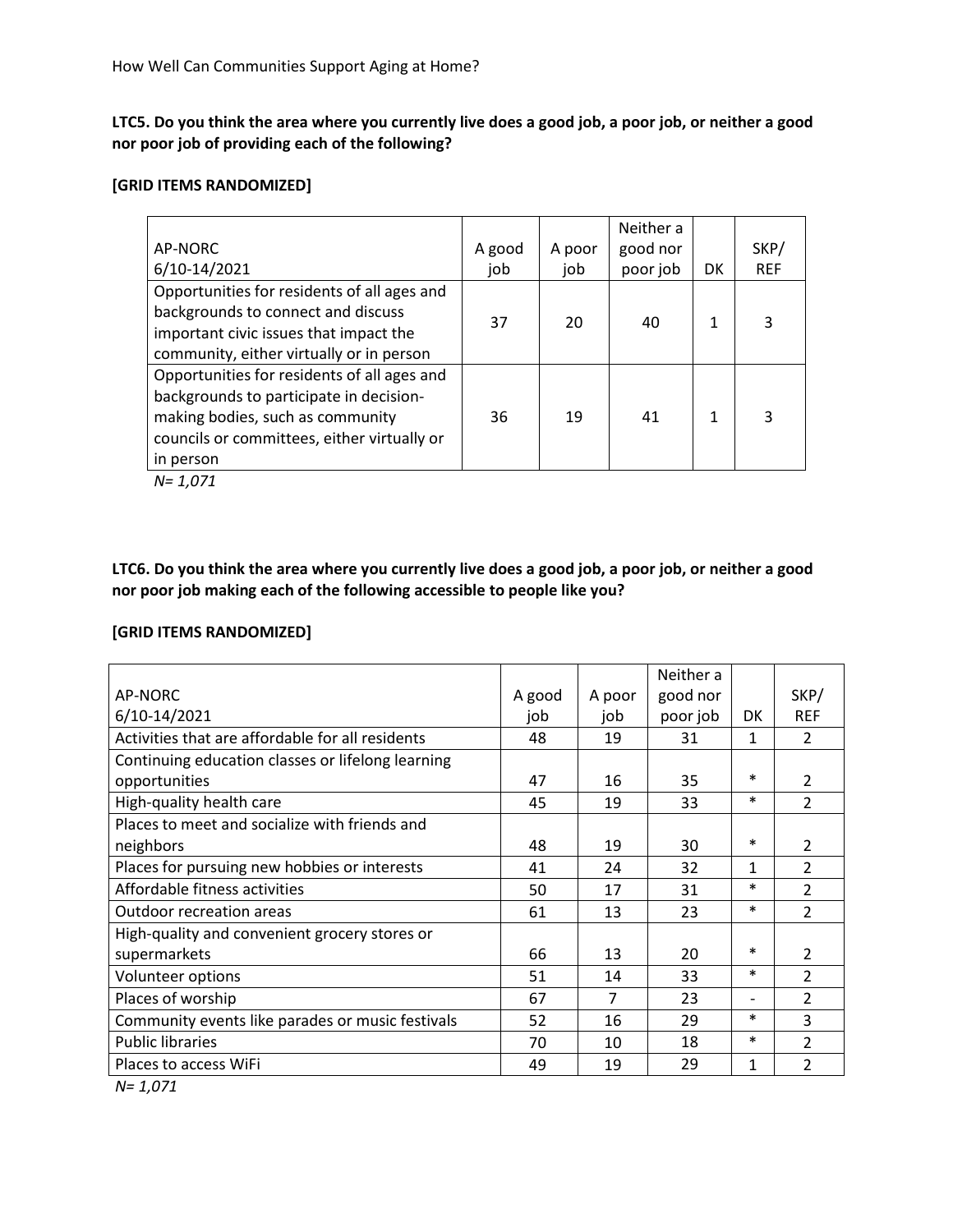**LTC5. Do you think the area where you currently live does a good job, a poor job, or neither a good nor poor job of providing each of the following?**

**[GRID ITEMS RANDOMIZED]**

| AP-NORC 6/10-14/2021 | A good job | A poor job | Neither a good nor poor job | DK | SKP/ REF |
|---|---|---|---|---|---|
| Opportunities for residents of all ages and backgrounds to connect and discuss important civic issues that impact the community, either virtually or in person | 37 | 20 | 40 | 1 | 3 |
| Opportunities for residents of all ages and backgrounds to participate in decision-making bodies, such as community councils or committees, either virtually or in person | 36 | 19 | 41 | 1 | 3 |

*N= 1,071*

**LTC6. Do you think the area where you currently live does a good job, a poor job, or neither a good nor poor job making each of the following accessible to people like you?**

**[GRID ITEMS RANDOMIZED]**

| AP-NORC 6/10-14/2021 | A good job | A poor job | Neither a good nor poor job | DK | SKP/ REF |
|---|---|---|---|---|---|
| Activities that are affordable for all residents | 48 | 19 | 31 | 1 | 2 |
| Continuing education classes or lifelong learning opportunities | 47 | 16 | 35 | * | 2 |
| High-quality health care | 45 | 19 | 33 | * | 2 |
| Places to meet and socialize with friends and neighbors | 48 | 19 | 30 | * | 2 |
| Places for pursuing new hobbies or interests | 41 | 24 | 32 | 1 | 2 |
| Affordable fitness activities | 50 | 17 | 31 | * | 2 |
| Outdoor recreation areas | 61 | 13 | 23 | * | 2 |
| High-quality and convenient grocery stores or supermarkets | 66 | 13 | 20 | * | 2 |
| Volunteer options | 51 | 14 | 33 | * | 2 |
| Places of worship | 67 | 7 | 23 | - | 2 |
| Community events like parades or music festivals | 52 | 16 | 29 | * | 3 |
| Public libraries | 70 | 10 | 18 | * | 2 |
| Places to access WiFi | 49 | 19 | 29 | 1 | 2 |

*N= 1,071*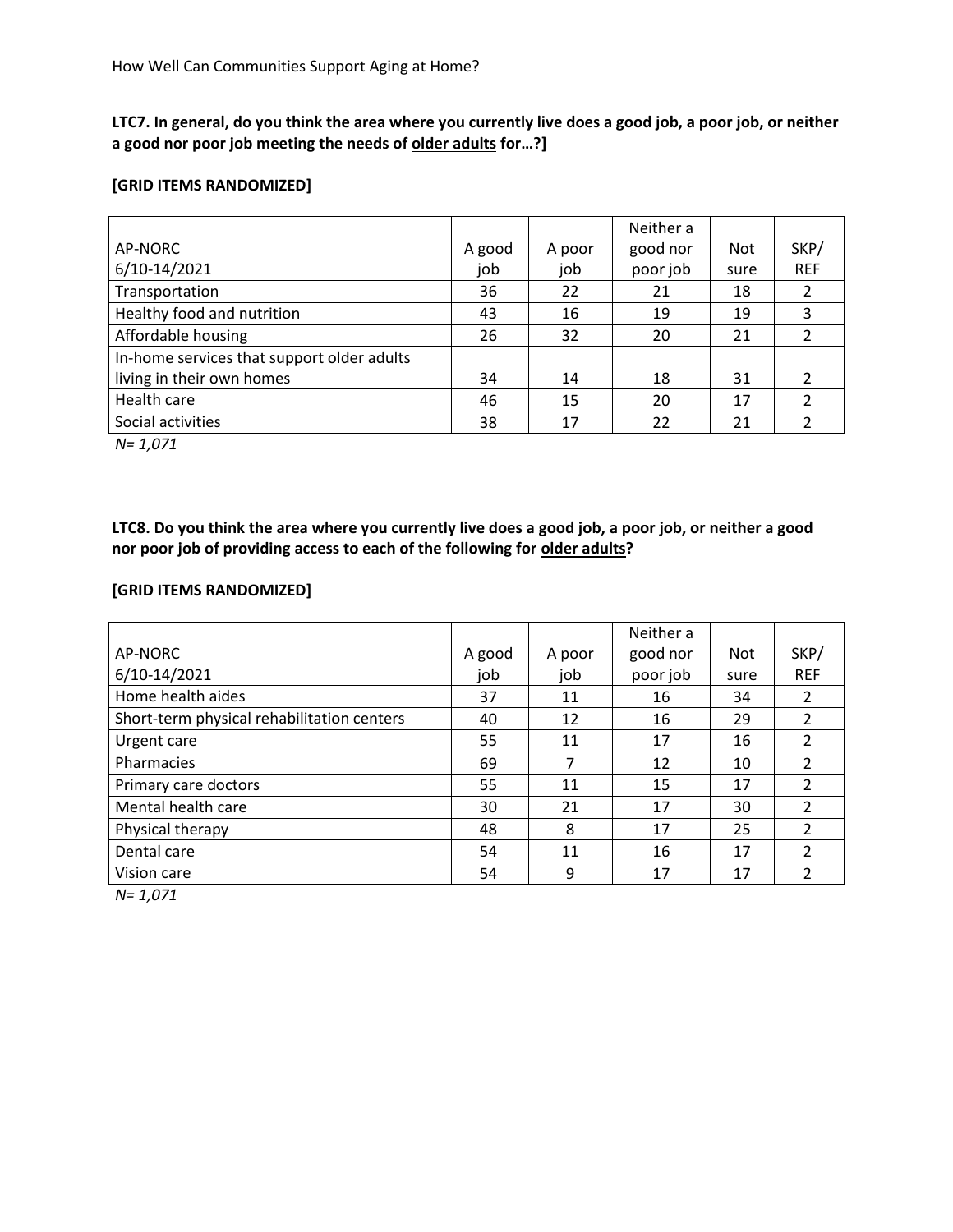**LTC7. In general, do you think the area where you currently live does a good job, a poor job, or neither a good nor poor job meeting the needs of older adults for…?]**

**[GRID ITEMS RANDOMIZED]**

| AP-NORC 6/10-14/2021 | A good job | A poor job | Neither a good nor poor job | Not sure | SKP/ REF |
|---|---|---|---|---|---|
| Transportation | 36 | 22 | 21 | 18 | 2 |
| Healthy food and nutrition | 43 | 16 | 19 | 19 | 3 |
| Affordable housing | 26 | 32 | 20 | 21 | 2 |
| In-home services that support older adults living in their own homes | 34 | 14 | 18 | 31 | 2 |
| Health care | 46 | 15 | 20 | 17 | 2 |
| Social activities | 38 | 17 | 22 | 21 | 2 |

*N= 1,071*

**LTC8. Do you think the area where you currently live does a good job, a poor job, or neither a good nor poor job of providing access to each of the following for older adults?**

**[GRID ITEMS RANDOMIZED]**

| AP-NORC 6/10-14/2021 | A good job | A poor job | Neither a good nor poor job | Not sure | SKP/ REF |
|---|---|---|---|---|---|
| Home health aides | 37 | 11 | 16 | 34 | 2 |
| Short-term physical rehabilitation centers | 40 | 12 | 16 | 29 | 2 |
| Urgent care | 55 | 11 | 17 | 16 | 2 |
| Pharmacies | 69 | 7 | 12 | 10 | 2 |
| Primary care doctors | 55 | 11 | 15 | 17 | 2 |
| Mental health care | 30 | 21 | 17 | 30 | 2 |
| Physical therapy | 48 | 8 | 17 | 25 | 2 |
| Dental care | 54 | 11 | 16 | 17 | 2 |
| Vision care | 54 | 9 | 17 | 17 | 2 |

*N= 1,071*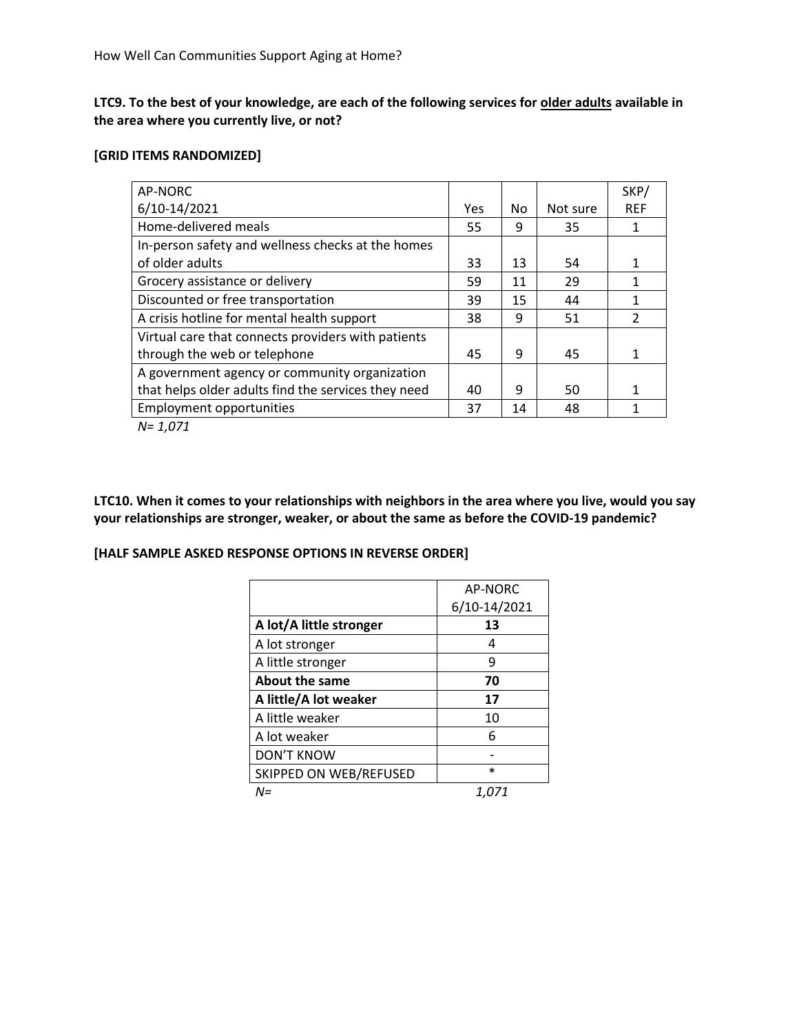**LTC9. To the best of your knowledge, are each of the following services for older adults available in the area where you currently live, or not?**

**[GRID ITEMS RANDOMIZED]**

| AP-NORC 6/10-14/2021 | Yes | No | Not sure | SKP/ REF |
|---|---|---|---|---|
| Home-delivered meals | 55 | 9 | 35 | 1 |
| In-person safety and wellness checks at the homes of older adults | 33 | 13 | 54 | 1 |
| Grocery assistance or delivery | 59 | 11 | 29 | 1 |
| Discounted or free transportation | 39 | 15 | 44 | 1 |
| A crisis hotline for mental health support | 38 | 9 | 51 | 2 |
| Virtual care that connects providers with patients through the web or telephone | 45 | 9 | 45 | 1 |
| A government agency or community organization that helps older adults find the services they need | 40 | 9 | 50 | 1 |
| Employment opportunities | 37 | 14 | 48 | 1 |

*N= 1,071*

**LTC10. When it comes to your relationships with neighbors in the area where you live, would you say your relationships are stronger, weaker, or about the same as before the COVID-19 pandemic?**

**[HALF SAMPLE ASKED RESPONSE OPTIONS IN REVERSE ORDER]**

| | AP-NORC 6/10-14/2021 |
|---|---|
| **A lot/A little stronger** | **13** |
| A lot stronger | 4 |
| A little stronger | 9 |
| **About the same** | **70** |
| **A little/A lot weaker** | **17** |
| A little weaker | 10 |
| A lot weaker | 6 |
| DON'T KNOW | - |
| SKIPPED ON WEB/REFUSED | * |
| *N=* | *1,071* |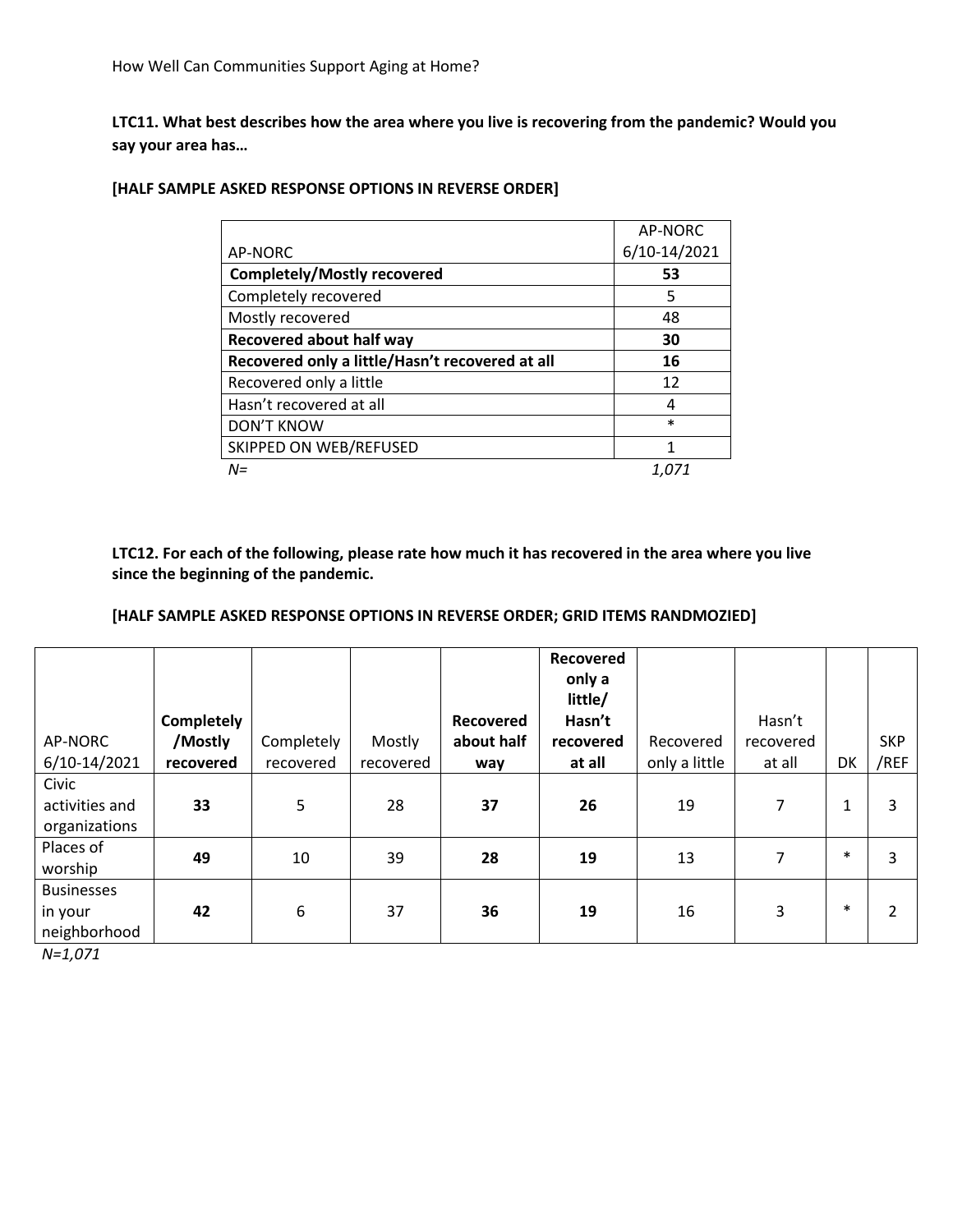**LTC11. What best describes how the area where you live is recovering from the pandemic? Would you say your area has…**

**[HALF SAMPLE ASKED RESPONSE OPTIONS IN REVERSE ORDER]**

| AP-NORC | AP-NORC 6/10-14/2021 |
|---|---|
| **Completely/Mostly recovered** | **53** |
| Completely recovered | 5 |
| Mostly recovered | 48 |
| **Recovered about half way** | **30** |
| **Recovered only a little/Hasn't recovered at all** | **16** |
| Recovered only a little | 12 |
| Hasn't recovered at all | 4 |
| DON'T KNOW | * |
| SKIPPED ON WEB/REFUSED | 1 |
| *N=* | *1,071* |

**LTC12. For each of the following, please rate how much it has recovered in the area where you live since the beginning of the pandemic.**

**[HALF SAMPLE ASKED RESPONSE OPTIONS IN REVERSE ORDER; GRID ITEMS RANDMOZIED]**

| AP-NORC 6/10-14/2021 | **Completely /Mostly recovered** | Completely recovered | Mostly recovered | **Recovered about half way** | **Recovered only a little/ Hasn't recovered at all** | Recovered only a little | Hasn't recovered at all | DK | SKP /REF |
|---|---|---|---|---|---|---|---|---|---|
| Civic activities and organizations | **33** | 5 | 28 | **37** | **26** | 19 | 7 | 1 | 3 |
| Places of worship | **49** | 10 | 39 | **28** | **19** | 13 | 7 | * | 3 |
| Businesses in your neighborhood | **42** | 6 | 37 | **36** | **19** | 16 | 3 | * | 2 |

*N=1,071*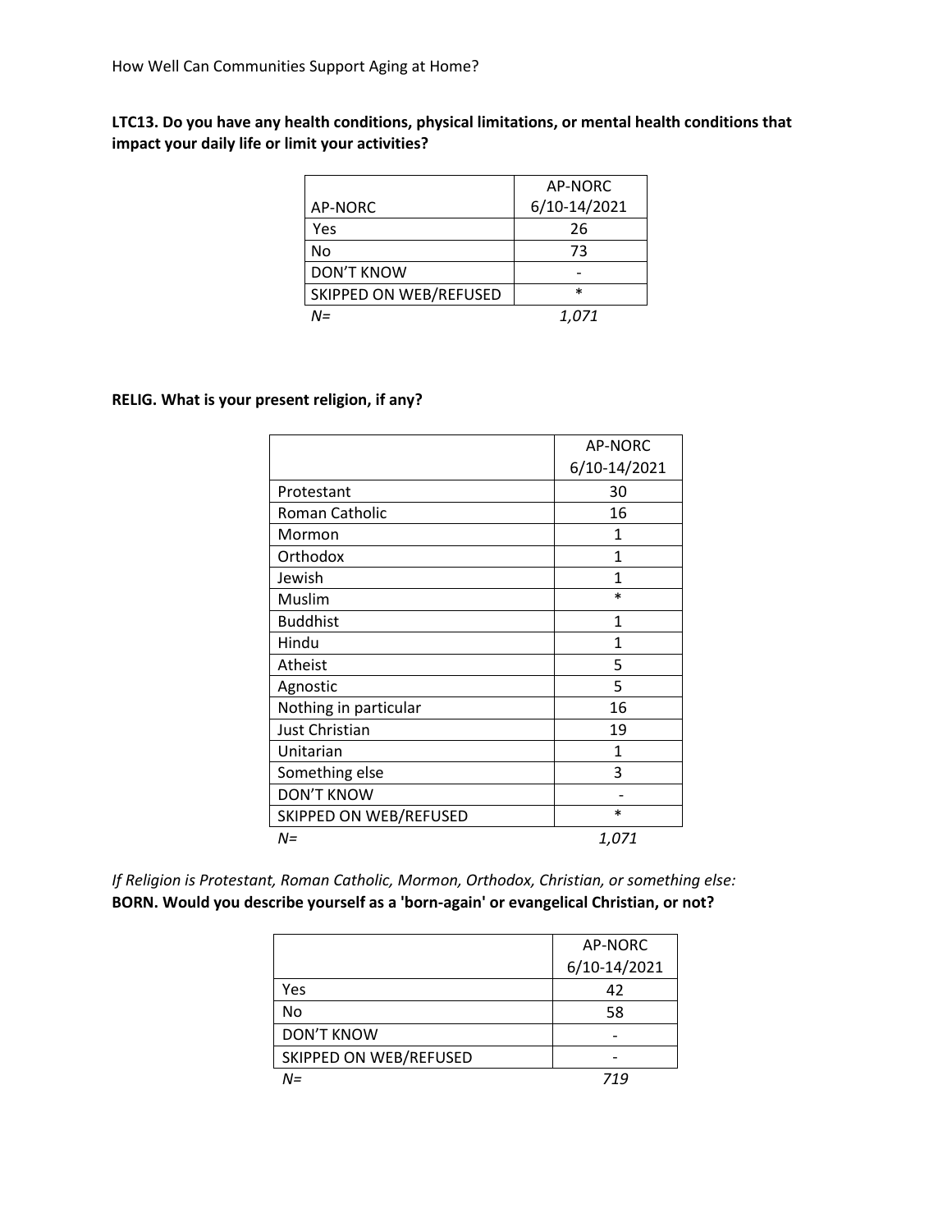**LTC13. Do you have any health conditions, physical limitations, or mental health conditions that impact your daily life or limit your activities?**

| AP-NORC | AP-NORC 6/10-14/2021 |
|---|---|
| Yes | 26 |
| No | 73 |
| DON'T KNOW | - |
| SKIPPED ON WEB/REFUSED | * |
| *N=* | *1,071* |

**RELIG. What is your present religion, if any?**

| | AP-NORC 6/10-14/2021 |
|---|---|
| Protestant | 30 |
| Roman Catholic | 16 |
| Mormon | 1 |
| Orthodox | 1 |
| Jewish | 1 |
| Muslim | * |
| Buddhist | 1 |
| Hindu | 1 |
| Atheist | 5 |
| Agnostic | 5 |
| Nothing in particular | 16 |
| Just Christian | 19 |
| Unitarian | 1 |
| Something else | 3 |
| DON'T KNOW | - |
| SKIPPED ON WEB/REFUSED | * |
| *N=* | *1,071* |

*If Religion is Protestant, Roman Catholic, Mormon, Orthodox, Christian, or something else:*
**BORN. Would you describe yourself as a 'born-again' or evangelical Christian, or not?**

| | AP-NORC 6/10-14/2021 |
|---|---|
| Yes | 42 |
| No | 58 |
| DON'T KNOW | - |
| SKIPPED ON WEB/REFUSED | - |
| *N=* | *719* |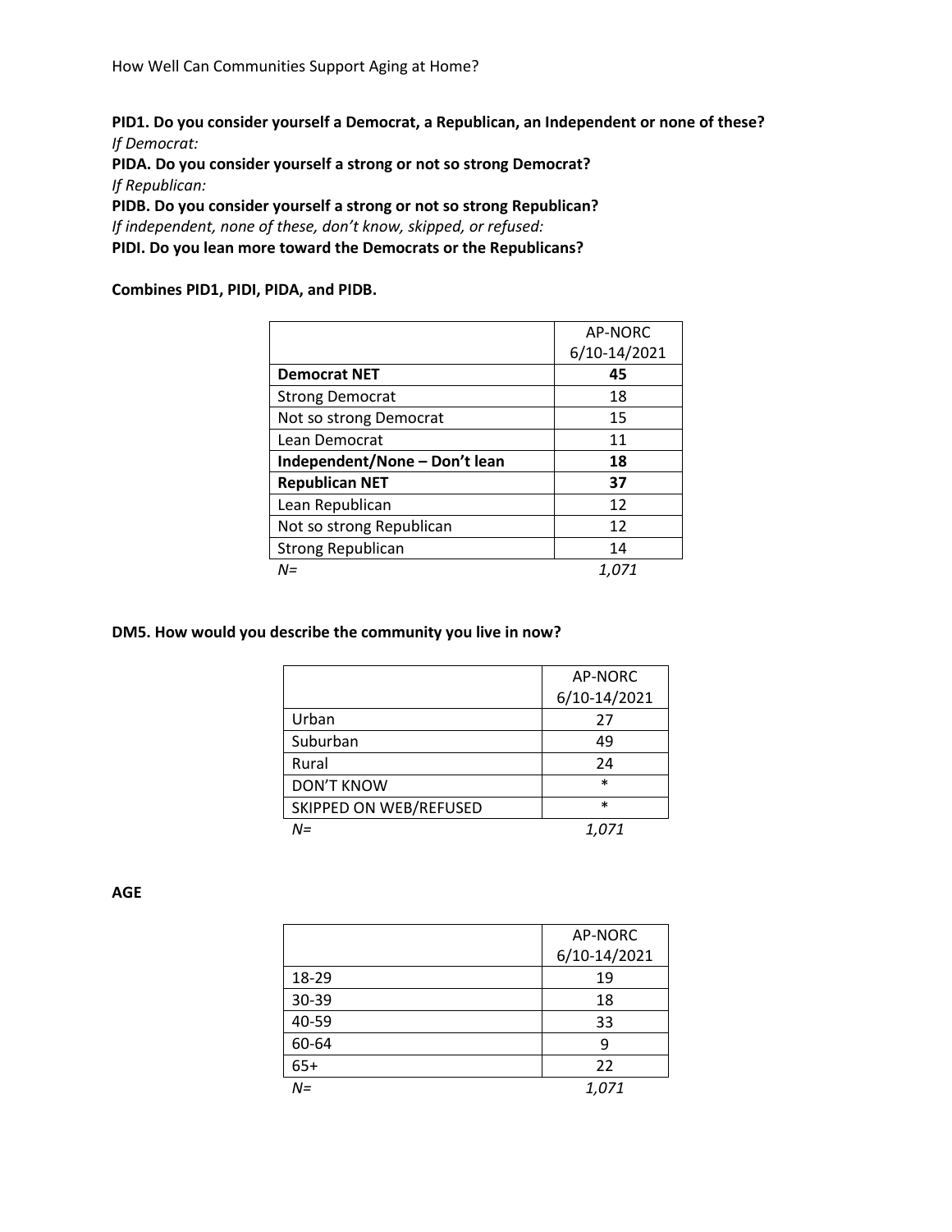**PID1. Do you consider yourself a Democrat, a Republican, an Independent or none of these?**
*If Democrat:*
**PIDA. Do you consider yourself a strong or not so strong Democrat?**
*If Republican:*
**PIDB. Do you consider yourself a strong or not so strong Republican?**
*If independent, none of these, don't know, skipped, or refused:*
**PIDI. Do you lean more toward the Democrats or the Republicans?**

**Combines PID1, PIDI, PIDA, and PIDB.**

| | AP-NORC 6/10-14/2021 |
|---|---|
| **Democrat NET** | **45** |
| Strong Democrat | 18 |
| Not so strong Democrat | 15 |
| Lean Democrat | 11 |
| **Independent/None – Don't lean** | **18** |
| **Republican NET** | **37** |
| Lean Republican | 12 |
| Not so strong Republican | 12 |
| Strong Republican | 14 |
| *N=* | *1,071* |

**DM5. How would you describe the community you live in now?**

| | AP-NORC 6/10-14/2021 |
|---|---|
| Urban | 27 |
| Suburban | 49 |
| Rural | 24 |
| DON'T KNOW | * |
| SKIPPED ON WEB/REFUSED | * |
| *N=* | *1,071* |

**AGE**

| | AP-NORC 6/10-14/2021 |
|---|---|
| 18-29 | 19 |
| 30-39 | 18 |
| 40-59 | 33 |
| 60-64 | 9 |
| 65+ | 22 |
| *N=* | *1,071* |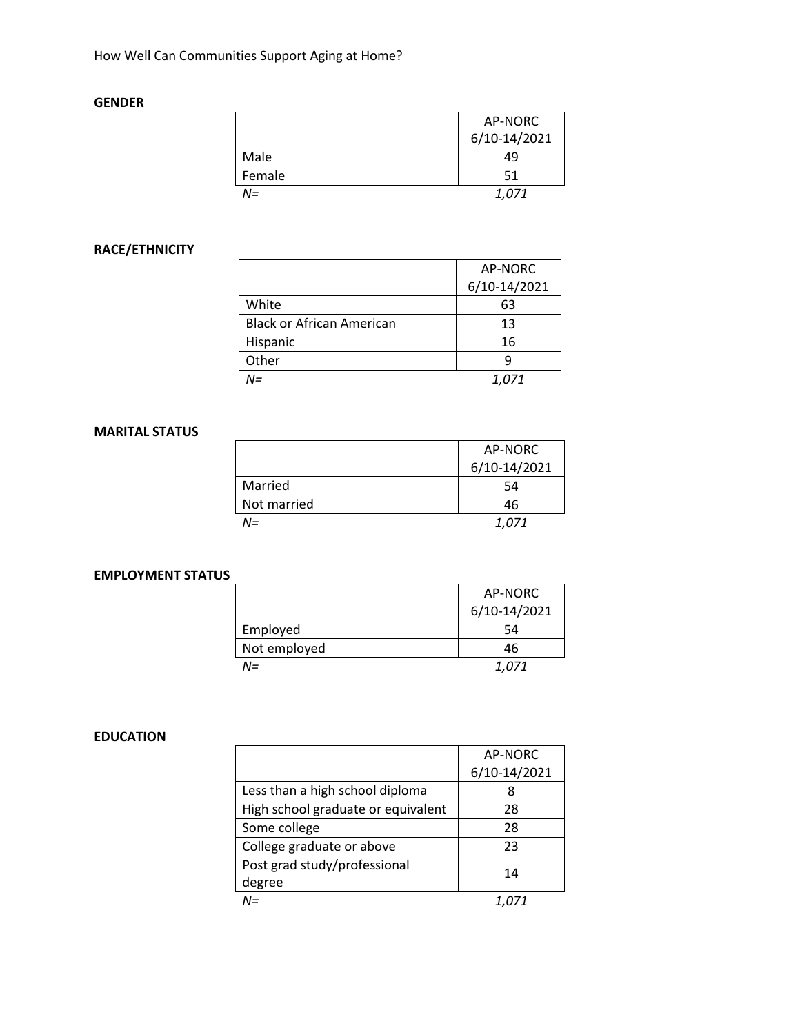**GENDER**

| | AP-NORC 6/10-14/2021 |
|---|---|
| Male | 49 |
| Female | 51 |
| *N=* | *1,071* |

**RACE/ETHNICITY**

| | AP-NORC 6/10-14/2021 |
|---|---|
| White | 63 |
| Black or African American | 13 |
| Hispanic | 16 |
| Other | 9 |
| *N=* | *1,071* |

**MARITAL STATUS**

| | AP-NORC 6/10-14/2021 |
|---|---|
| Married | 54 |
| Not married | 46 |
| *N=* | *1,071* |

**EMPLOYMENT STATUS**

| | AP-NORC 6/10-14/2021 |
|---|---|
| Employed | 54 |
| Not employed | 46 |
| *N=* | *1,071* |

**EDUCATION**

| | AP-NORC 6/10-14/2021 |
|---|---|
| Less than a high school diploma | 8 |
| High school graduate or equivalent | 28 |
| Some college | 28 |
| College graduate or above | 23 |
| Post grad study/professional degree | 14 |
| *N=* | *1,071* |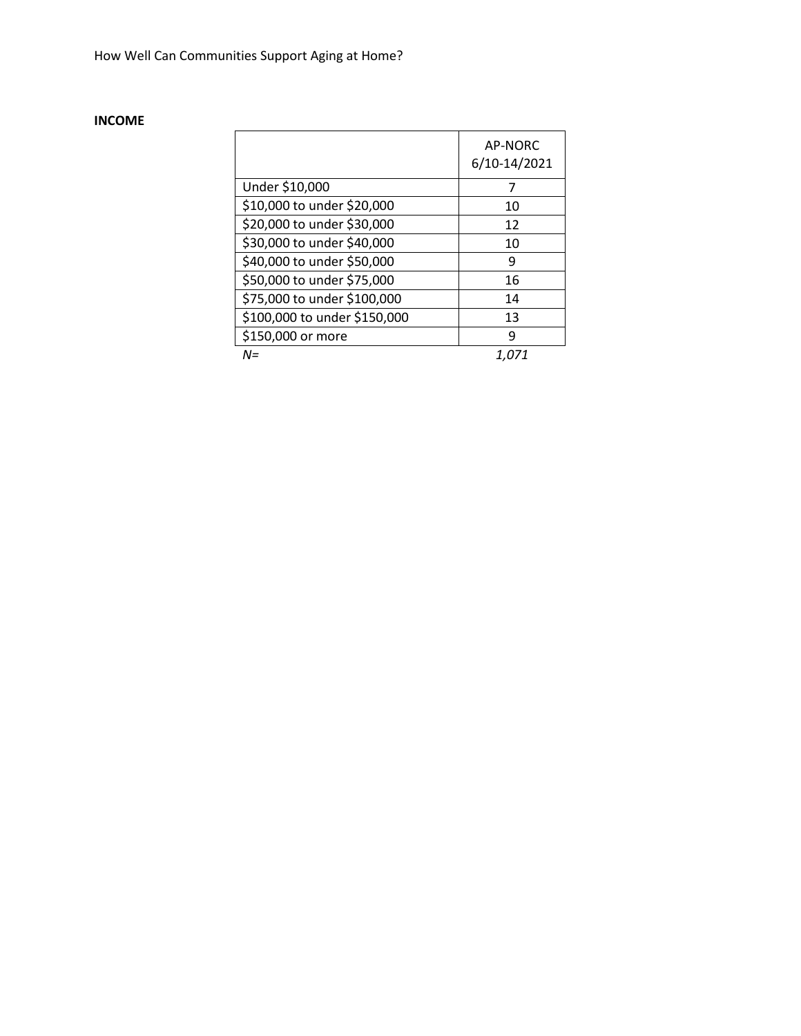**INCOME**

| | AP-NORC 6/10-14/2021 |
|---|---|
| Under $10,000 | 7 |
| $10,000 to under $20,000 | 10 |
| $20,000 to under $30,000 | 12 |
| $30,000 to under $40,000 | 10 |
| $40,000 to under $50,000 | 9 |
| $50,000 to under $75,000 | 16 |
| $75,000 to under $100,000 | 14 |
| $100,000 to under $150,000 | 13 |
| $150,000 or more | 9 |
| *N=* | *1,071* |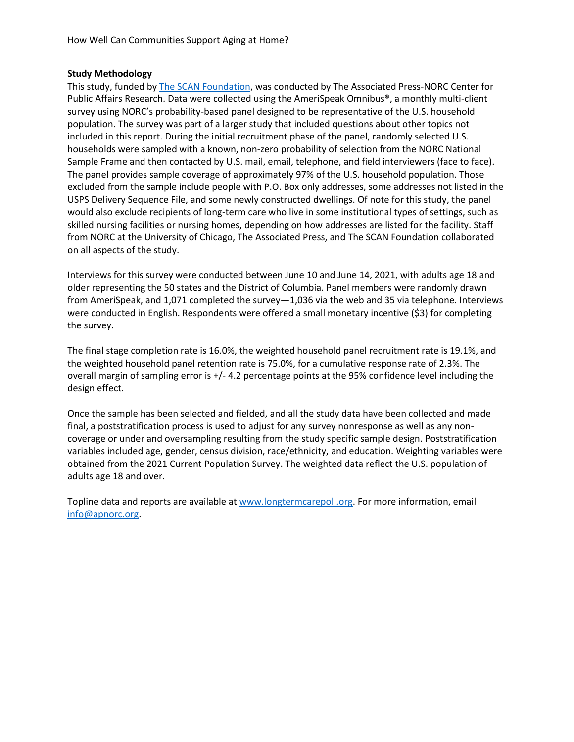**Study Methodology**

This study, funded by [The SCAN Foundation](), was conducted by The Associated Press-NORC Center for Public Affairs Research. Data were collected using the AmeriSpeak Omnibus®, a monthly multi-client survey using NORC's probability-based panel designed to be representative of the U.S. household population. The survey was part of a larger study that included questions about other topics not included in this report. During the initial recruitment phase of the panel, randomly selected U.S. households were sampled with a known, non-zero probability of selection from the NORC National Sample Frame and then contacted by U.S. mail, email, telephone, and field interviewers (face to face). The panel provides sample coverage of approximately 97% of the U.S. household population. Those excluded from the sample include people with P.O. Box only addresses, some addresses not listed in the USPS Delivery Sequence File, and some newly constructed dwellings. Of note for this study, the panel would also exclude recipients of long-term care who live in some institutional types of settings, such as skilled nursing facilities or nursing homes, depending on how addresses are listed for the facility. Staff from NORC at the University of Chicago, The Associated Press, and The SCAN Foundation collaborated on all aspects of the study.

Interviews for this survey were conducted between June 10 and June 14, 2021, with adults age 18 and older representing the 50 states and the District of Columbia. Panel members were randomly drawn from AmeriSpeak, and 1,071 completed the survey—1,036 via the web and 35 via telephone. Interviews were conducted in English. Respondents were offered a small monetary incentive ($3) for completing the survey.

The final stage completion rate is 16.0%, the weighted household panel recruitment rate is 19.1%, and the weighted household panel retention rate is 75.0%, for a cumulative response rate of 2.3%. The overall margin of sampling error is +/- 4.2 percentage points at the 95% confidence level including the design effect.

Once the sample has been selected and fielded, and all the study data have been collected and made final, a poststratification process is used to adjust for any survey nonresponse as well as any non-coverage or under and oversampling resulting from the study specific sample design. Poststratification variables included age, gender, census division, race/ethnicity, and education. Weighting variables were obtained from the 2021 Current Population Survey. The weighted data reflect the U.S. population of adults age 18 and over.

Topline data and reports are available at [www.longtermcarepoll.org](www.longtermcarepoll.org). For more information, email [info@apnorc.org](mailto:info@apnorc.org).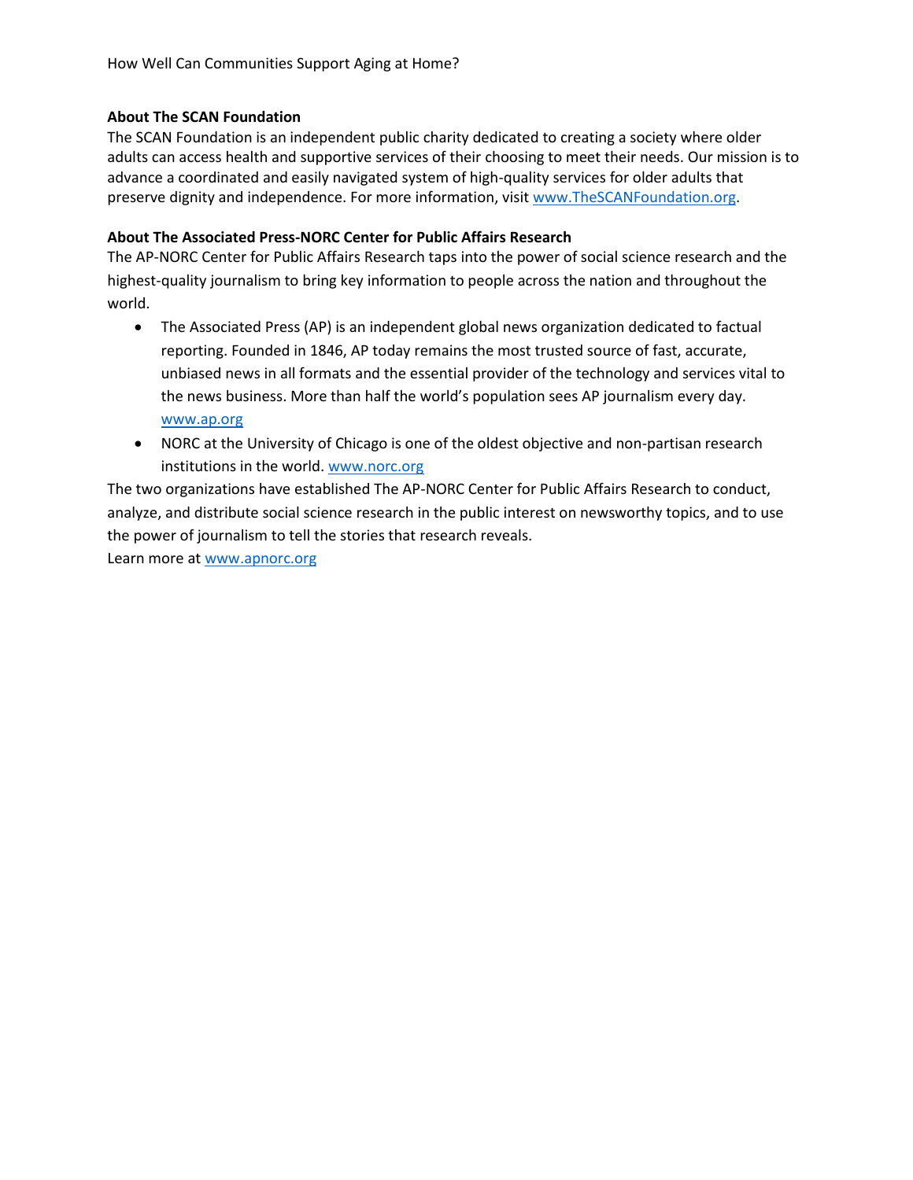**About The SCAN Foundation**

The SCAN Foundation is an independent public charity dedicated to creating a society where older adults can access health and supportive services of their choosing to meet their needs. Our mission is to advance a coordinated and easily navigated system of high-quality services for older adults that preserve dignity and independence. For more information, visit www.TheSCANFoundation.org.

**About The Associated Press-NORC Center for Public Affairs Research**

The AP-NORC Center for Public Affairs Research taps into the power of social science research and the highest-quality journalism to bring key information to people across the nation and throughout the world.

- The Associated Press (AP) is an independent global news organization dedicated to factual reporting. Founded in 1846, AP today remains the most trusted source of fast, accurate, unbiased news in all formats and the essential provider of the technology and services vital to the news business. More than half the world's population sees AP journalism every day. www.ap.org
- NORC at the University of Chicago is one of the oldest objective and non-partisan research institutions in the world. www.norc.org

The two organizations have established The AP-NORC Center for Public Affairs Research to conduct, analyze, and distribute social science research in the public interest on newsworthy topics, and to use the power of journalism to tell the stories that research reveals.

Learn more at www.apnorc.org